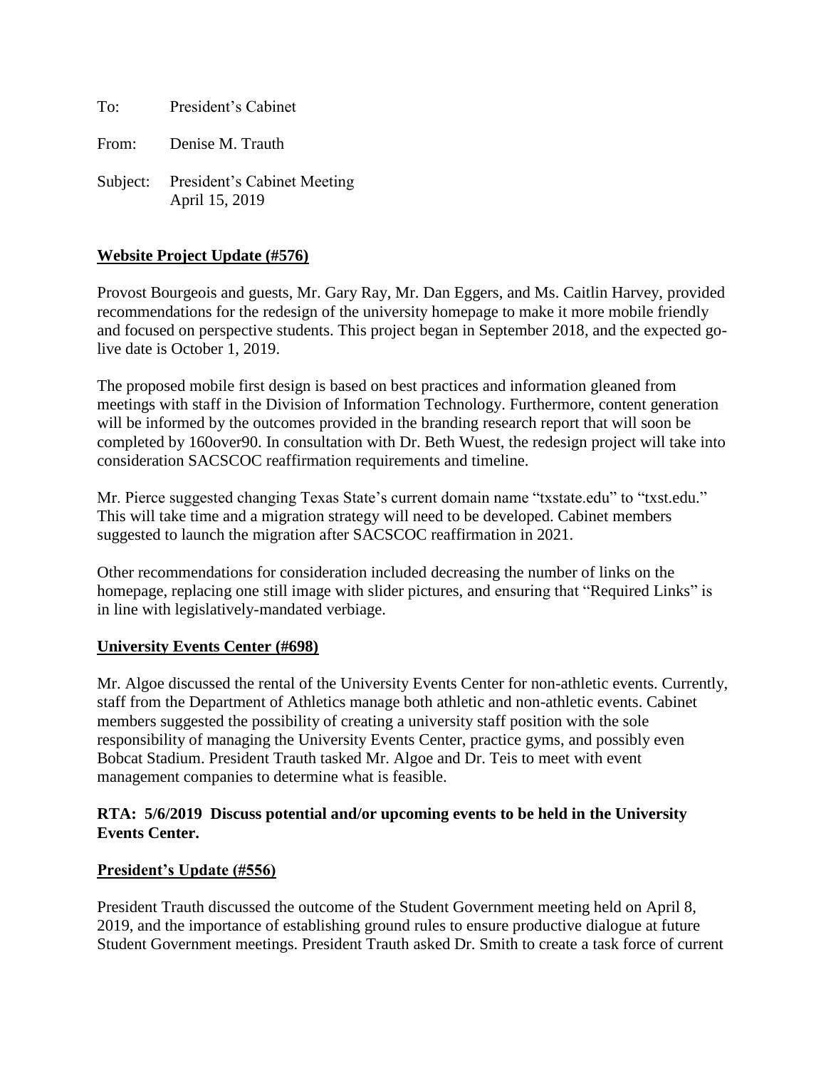To: President's Cabinet

From: Denise M. Trauth

Subject: President's Cabinet Meeting
April 15, 2019

**Website Project Update (#576)**

Provost Bourgeois and guests, Mr. Gary Ray, Mr. Dan Eggers, and Ms. Caitlin Harvey, provided recommendations for the redesign of the university homepage to make it more mobile friendly and focused on perspective students. This project began in September 2018, and the expected go-live date is October 1, 2019.

The proposed mobile first design is based on best practices and information gleaned from meetings with staff in the Division of Information Technology. Furthermore, content generation will be informed by the outcomes provided in the branding research report that will soon be completed by 160over90. In consultation with Dr. Beth Wuest, the redesign project will take into consideration SACSCOC reaffirmation requirements and timeline.

Mr. Pierce suggested changing Texas State's current domain name "txstate.edu" to "txst.edu." This will take time and a migration strategy will need to be developed. Cabinet members suggested to launch the migration after SACSCOC reaffirmation in 2021.

Other recommendations for consideration included decreasing the number of links on the homepage, replacing one still image with slider pictures, and ensuring that "Required Links" is in line with legislatively-mandated verbiage.

**University Events Center (#698)**

Mr. Algoe discussed the rental of the University Events Center for non-athletic events. Currently, staff from the Department of Athletics manage both athletic and non-athletic events. Cabinet members suggested the possibility of creating a university staff position with the sole responsibility of managing the University Events Center, practice gyms, and possibly even Bobcat Stadium. President Trauth tasked Mr. Algoe and Dr. Teis to meet with event management companies to determine what is feasible.

**RTA: 5/6/2019 Discuss potential and/or upcoming events to be held in the University Events Center.**

**President's Update (#556)**

President Trauth discussed the outcome of the Student Government meeting held on April 8, 2019, and the importance of establishing ground rules to ensure productive dialogue at future Student Government meetings. President Trauth asked Dr. Smith to create a task force of current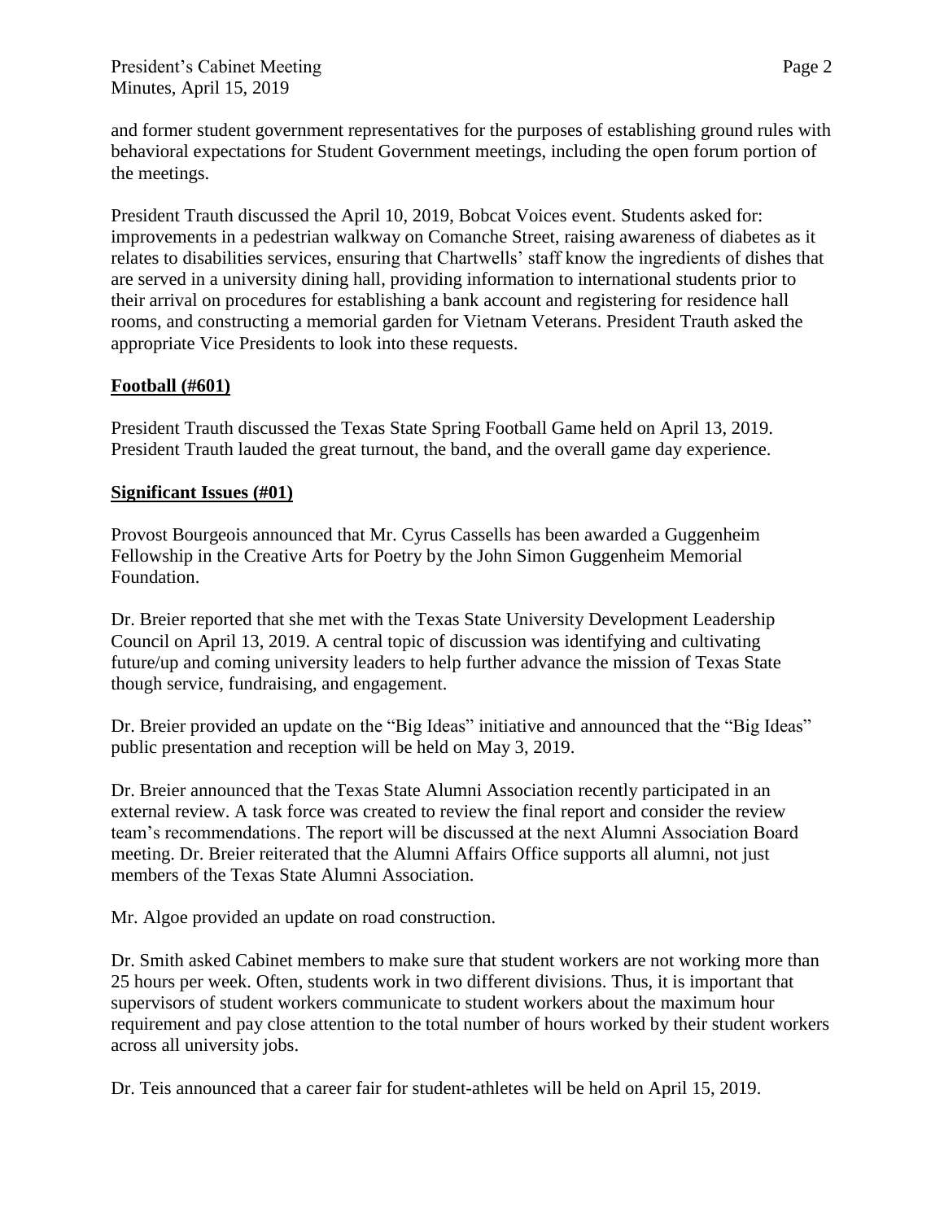and former student government representatives for the purposes of establishing ground rules with behavioral expectations for Student Government meetings, including the open forum portion of the meetings.

President Trauth discussed the April 10, 2019, Bobcat Voices event. Students asked for: improvements in a pedestrian walkway on Comanche Street, raising awareness of diabetes as it relates to disabilities services, ensuring that Chartwells' staff know the ingredients of dishes that are served in a university dining hall, providing information to international students prior to their arrival on procedures for establishing a bank account and registering for residence hall rooms, and constructing a memorial garden for Vietnam Veterans. President Trauth asked the appropriate Vice Presidents to look into these requests.

**Football (#601)**

President Trauth discussed the Texas State Spring Football Game held on April 13, 2019. President Trauth lauded the great turnout, the band, and the overall game day experience.

**Significant Issues (#01)**

Provost Bourgeois announced that Mr. Cyrus Cassells has been awarded a Guggenheim Fellowship in the Creative Arts for Poetry by the John Simon Guggenheim Memorial Foundation.

Dr. Breier reported that she met with the Texas State University Development Leadership Council on April 13, 2019. A central topic of discussion was identifying and cultivating future/up and coming university leaders to help further advance the mission of Texas State though service, fundraising, and engagement.

Dr. Breier provided an update on the "Big Ideas" initiative and announced that the "Big Ideas" public presentation and reception will be held on May 3, 2019.

Dr. Breier announced that the Texas State Alumni Association recently participated in an external review. A task force was created to review the final report and consider the review team's recommendations. The report will be discussed at the next Alumni Association Board meeting. Dr. Breier reiterated that the Alumni Affairs Office supports all alumni, not just members of the Texas State Alumni Association.

Mr. Algoe provided an update on road construction.

Dr. Smith asked Cabinet members to make sure that student workers are not working more than 25 hours per week. Often, students work in two different divisions. Thus, it is important that supervisors of student workers communicate to student workers about the maximum hour requirement and pay close attention to the total number of hours worked by their student workers across all university jobs.

Dr. Teis announced that a career fair for student-athletes will be held on April 15, 2019.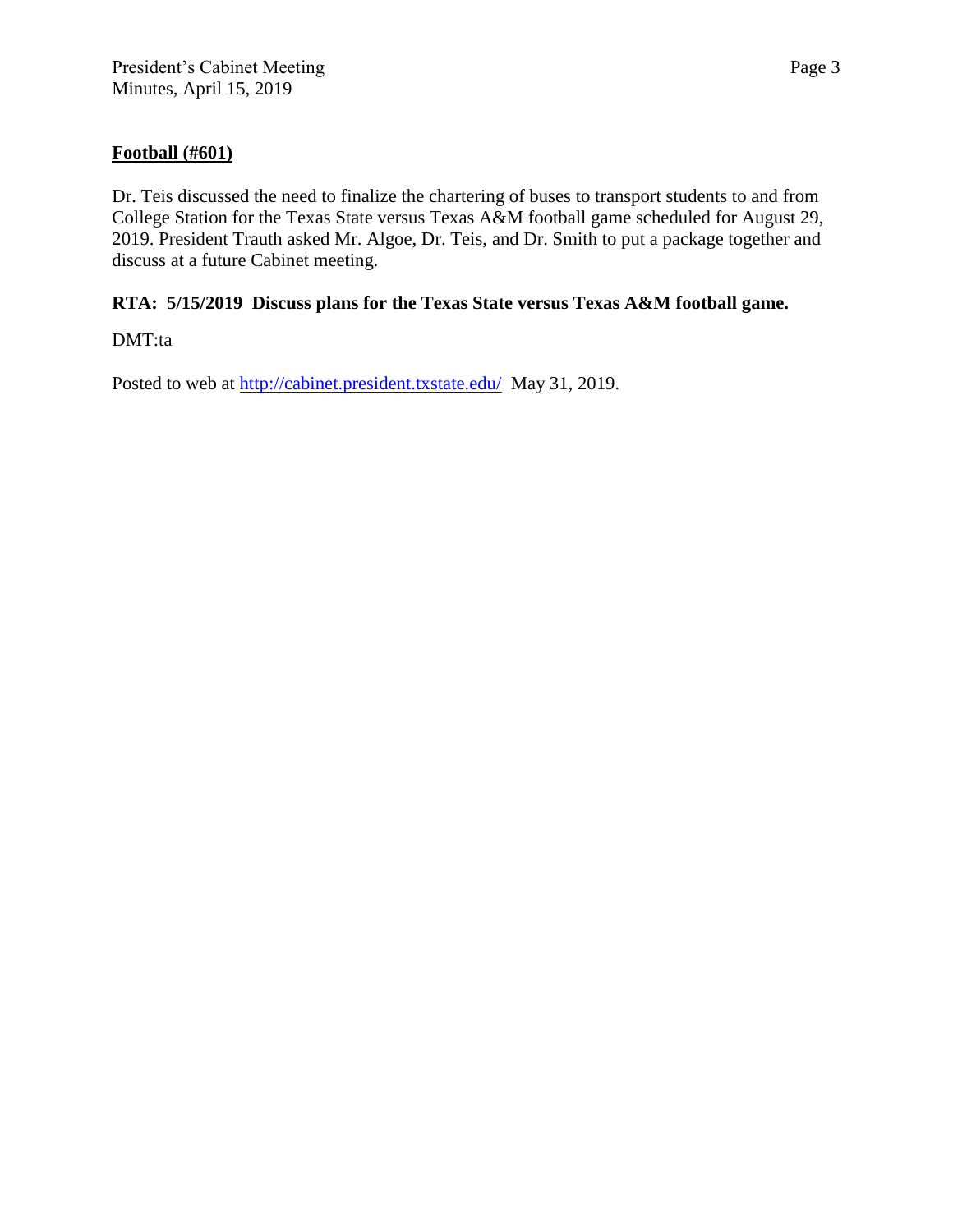**Football (#601)**

Dr. Teis discussed the need to finalize the chartering of buses to transport students to and from College Station for the Texas State versus Texas A&M football game scheduled for August 29, 2019. President Trauth asked Mr. Algoe, Dr. Teis, and Dr. Smith to put a package together and discuss at a future Cabinet meeting.

**RTA: 5/15/2019 Discuss plans for the Texas State versus Texas A&M football game.**

DMT:ta

Posted to web at http://cabinet.president.txstate.edu/ May 31, 2019.